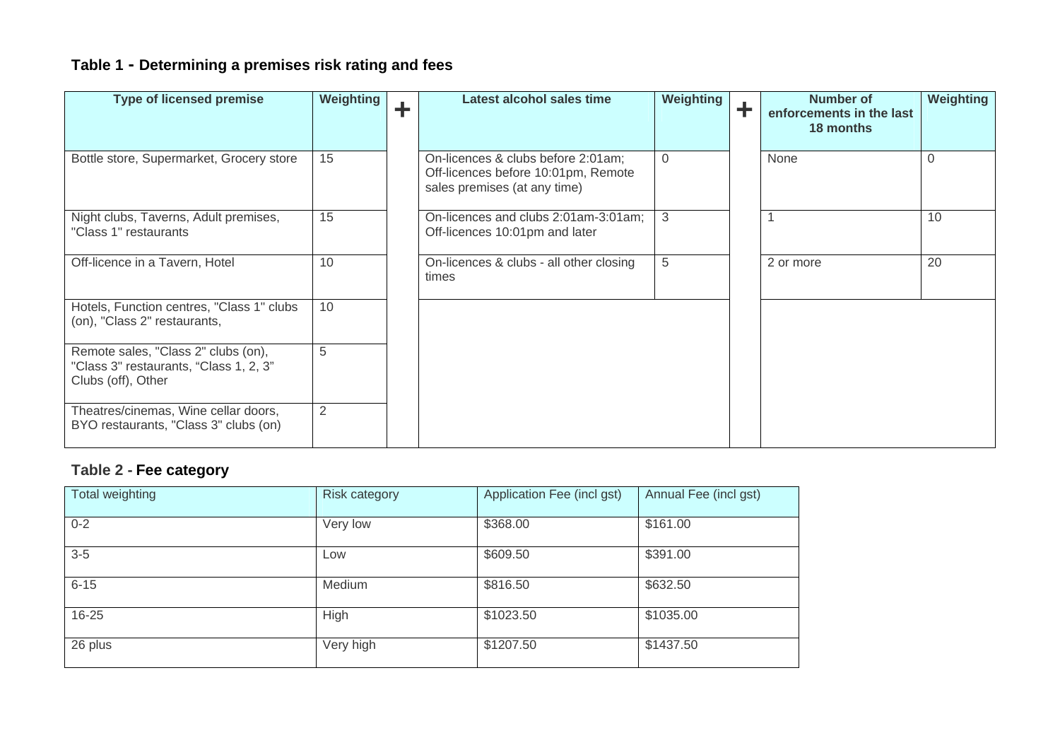### Table 1 - Determining a premises risk rating and fees

| Type of licensed premise | Weighting | + | Latest alcohol sales time | Weighting | + | Number of enforcements in the last 18 months | Weighting |
|---|---|---|---|---|---|---|---|
| Bottle store, Supermarket, Grocery store | 15 | | On-licences & clubs before 2:01am; Off-licences before 10:01pm, Remote sales premises (at any time) | 0 | | None | 0 |
| Night clubs, Taverns, Adult premises, "Class 1" restaurants | 15 | | On-licences and clubs 2:01am-3:01am; Off-licences 10:01pm and later | 3 | | 1 | 10 |
| Off-licence in a Tavern, Hotel | 10 | | On-licences & clubs - all other closing times | 5 | | 2 or more | 20 |
| Hotels, Function centres, "Class 1" clubs (on), "Class 2" restaurants, | 10 | | | | | | |
| Remote sales, "Class 2" clubs (on), "Class 3" restaurants, "Class 1, 2, 3" Clubs (off), Other | 5 | | | | | | |
| Theatres/cinemas, Wine cellar doors, BYO restaurants, "Class 3" clubs (on) | 2 | | | | | | |

### Table 2 - Fee category

| Total weighting | Risk category | Application Fee (incl gst) | Annual Fee (incl gst) |
|---|---|---|---|
| 0-2 | Very low | $368.00 | $161.00 |
| 3-5 | Low | $609.50 | $391.00 |
| 6-15 | Medium | $816.50 | $632.50 |
| 16-25 | High | $1023.50 | $1035.00 |
| 26 plus | Very high | $1207.50 | $1437.50 |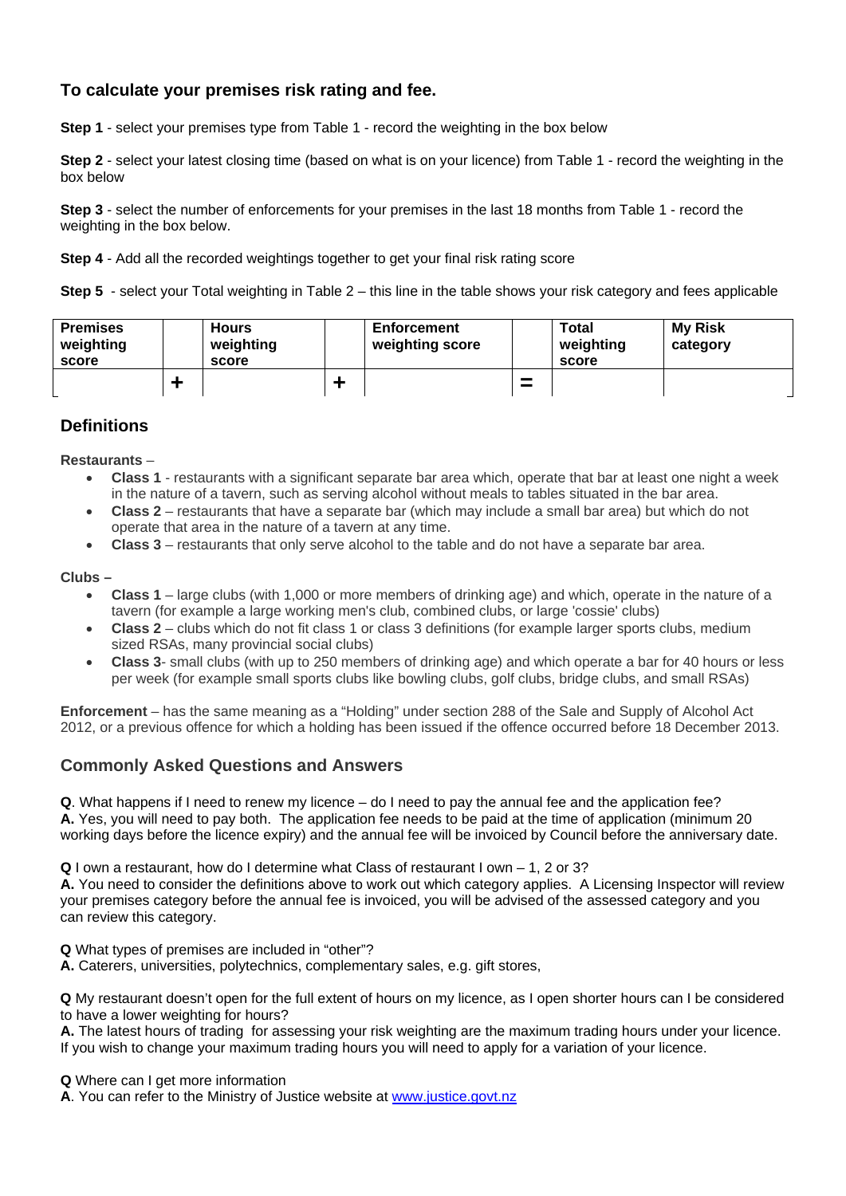## To calculate your premises risk rating and fee.

**Step 1** - select your premises type from Table 1 - record the weighting in the box below

**Step 2** - select your latest closing time (based on what is on your licence) from Table 1 - record the weighting in the box below

**Step 3** - select the number of enforcements for your premises in the last 18 months from Table 1 - record the weighting in the box below.

**Step 4** - Add all the recorded weightings together to get your final risk rating score

**Step 5** - select your Total weighting in Table 2 – this line in the table shows your risk category and fees applicable

| Premises weighting score | | Hours weighting score | | Enforcement weighting score | | Total weighting score | My Risk category |
|---|---|---|---|---|---|---|---|
| | + | | + | | = | | |

## Definitions

**Restaurants** –

- **Class 1** - restaurants with a significant separate bar area which, operate that bar at least one night a week in the nature of a tavern, such as serving alcohol without meals to tables situated in the bar area.
- **Class 2** – restaurants that have a separate bar (which may include a small bar area) but which do not operate that area in the nature of a tavern at any time.
- **Class 3** – restaurants that only serve alcohol to the table and do not have a separate bar area.

**Clubs –**

- **Class 1** – large clubs (with 1,000 or more members of drinking age) and which, operate in the nature of a tavern (for example a large working men's club, combined clubs, or large 'cossie' clubs)
- **Class 2** – clubs which do not fit class 1 or class 3 definitions (for example larger sports clubs, medium sized RSAs, many provincial social clubs)
- **Class 3**- small clubs (with up to 250 members of drinking age) and which operate a bar for 40 hours or less per week (for example small sports clubs like bowling clubs, golf clubs, bridge clubs, and small RSAs)

**Enforcement** – has the same meaning as a "Holding" under section 288 of the Sale and Supply of Alcohol Act 2012, or a previous offence for which a holding has been issued if the offence occurred before 18 December 2013.

## Commonly Asked Questions and Answers

**Q**. What happens if I need to renew my licence – do I need to pay the annual fee and the application fee?
**A.** Yes, you will need to pay both. The application fee needs to be paid at the time of application (minimum 20 working days before the licence expiry) and the annual fee will be invoiced by Council before the anniversary date.

**Q** I own a restaurant, how do I determine what Class of restaurant I own – 1, 2 or 3?
**A.** You need to consider the definitions above to work out which category applies. A Licensing Inspector will review your premises category before the annual fee is invoiced, you will be advised of the assessed category and you can review this category.

**Q** What types of premises are included in "other"?
**A.** Caterers, universities, polytechnics, complementary sales, e.g. gift stores,

**Q** My restaurant doesn't open for the full extent of hours on my licence, as I open shorter hours can I be considered to have a lower weighting for hours?
**A.** The latest hours of trading for assessing your risk weighting are the maximum trading hours under your licence. If you wish to change your maximum trading hours you will need to apply for a variation of your licence.

**Q** Where can I get more information
**A**. You can refer to the Ministry of Justice website at [www.justice.govt.nz](http://www.justice.govt.nz)